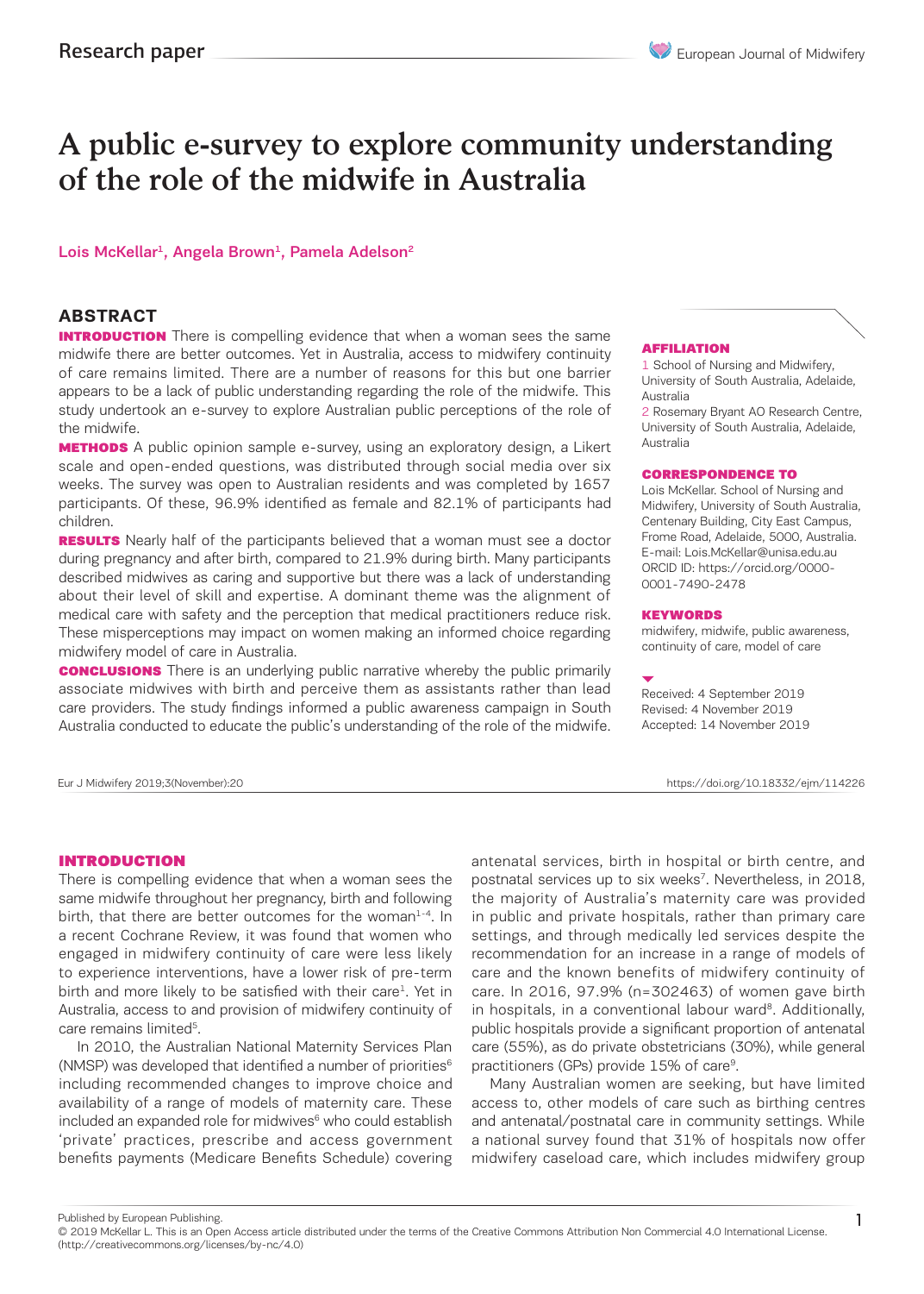# A public e-survey to explore community understanding of the role of the midwife in Australia

Lois McKellar[1], Angela Brown[1], Pamela Adelson[2]

## ABSTRACT

**INTRODUCTION** There is compelling evidence that when a woman sees the same midwife there are better outcomes. Yet in Australia, access to midwifery continuity of care remains limited. There are a number of reasons for this but one barrier appears to be a lack of public understanding regarding the role of the midwife. This study undertook an e-survey to explore Australian public perceptions of the role of the midwife.

**METHODS** A public opinion sample e-survey, using an exploratory design, a Likert scale and open-ended questions, was distributed through social media over six weeks. The survey was open to Australian residents and was completed by 1657 participants. Of these, 96.9% identified as female and 82.1% of participants had children.

**RESULTS** Nearly half of the participants believed that a woman must see a doctor during pregnancy and after birth, compared to 21.9% during birth. Many participants described midwives as caring and supportive but there was a lack of understanding about their level of skill and expertise. A dominant theme was the alignment of medical care with safety and the perception that medical practitioners reduce risk. These misperceptions may impact on women making an informed choice regarding midwifery model of care in Australia.

**CONCLUSIONS** There is an underlying public narrative whereby the public primarily associate midwives with birth and perceive them as assistants rather than lead care providers. The study findings informed a public awareness campaign in South Australia conducted to educate the public's understanding of the role of the midwife.

**AFFILIATION**

1 School of Nursing and Midwifery, University of South Australia, Adelaide, Australia

2 Rosemary Bryant AO Research Centre, University of South Australia, Adelaide, Australia

**CORRESPONDENCE TO**

Lois McKellar. School of Nursing and Midwifery, University of South Australia, Centenary Building, City East Campus, Frome Road, Adelaide, 5000, Australia. E-mail: Lois.McKellar@unisa.edu.au ORCID ID: https://orcid.org/0000-0001-7490-2478

**KEYWORDS**

midwifery, midwife, public awareness, continuity of care, model of care

Received: 4 September 2019
Revised: 4 November 2019
Accepted: 14 November 2019

Eur J Midwifery 2019;3(November):20 https://doi.org/10.18332/ejm/114226

## INTRODUCTION

There is compelling evidence that when a woman sees the same midwife throughout her pregnancy, birth and following birth, that there are better outcomes for the woman[1-4]. In a recent Cochrane Review, it was found that women who engaged in midwifery continuity of care were less likely to experience interventions, have a lower risk of pre-term birth and more likely to be satisfied with their care[1]. Yet in Australia, access to and provision of midwifery continuity of care remains limited[5].

In 2010, the Australian National Maternity Services Plan (NMSP) was developed that identified a number of priorities[6] including recommended changes to improve choice and availability of a range of models of maternity care. These included an expanded role for midwives[6] who could establish 'private' practices, prescribe and access government benefits payments (Medicare Benefits Schedule) covering antenatal services, birth in hospital or birth centre, and postnatal services up to six weeks[7]. Nevertheless, in 2018, the majority of Australia's maternity care was provided in public and private hospitals, rather than primary care settings, and through medically led services despite the recommendation for an increase in a range of models of care and the known benefits of midwifery continuity of care. In 2016, 97.9% (n=302463) of women gave birth in hospitals, in a conventional labour ward[8]. Additionally, public hospitals provide a significant proportion of antenatal care (55%), as do private obstetricians (30%), while general practitioners (GPs) provide 15% of care[9].

Many Australian women are seeking, but have limited access to, other models of care such as birthing centres and antenatal/postnatal care in community settings. While a national survey found that 31% of hospitals now offer midwifery caseload care, which includes midwifery group

Published by European Publishing.
© 2019 McKellar L. This is an Open Access article distributed under the terms of the Creative Commons Attribution Non Commercial 4.0 International License. (http://creativecommons.org/licenses/by-nc/4.0)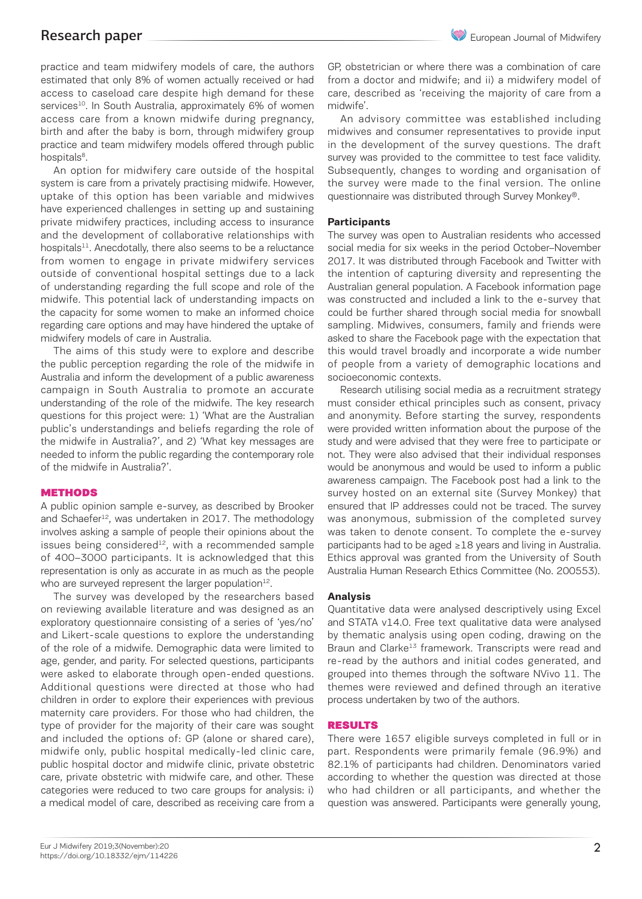practice and team midwifery models of care, the authors estimated that only 8% of women actually received or had access to caseload care despite high demand for these services[10]. In South Australia, approximately 6% of women access care from a known midwife during pregnancy, birth and after the baby is born, through midwifery group practice and team midwifery models offered through public hospitals[8].

An option for midwifery care outside of the hospital system is care from a privately practising midwife. However, uptake of this option has been variable and midwives have experienced challenges in setting up and sustaining private midwifery practices, including access to insurance and the development of collaborative relationships with hospitals[11]. Anecdotally, there also seems to be a reluctance from women to engage in private midwifery services outside of conventional hospital settings due to a lack of understanding regarding the full scope and role of the midwife. This potential lack of understanding impacts on the capacity for some women to make an informed choice regarding care options and may have hindered the uptake of midwifery models of care in Australia.

The aims of this study were to explore and describe the public perception regarding the role of the midwife in Australia and inform the development of a public awareness campaign in South Australia to promote an accurate understanding of the role of the midwife. The key research questions for this project were: 1) 'What are the Australian public's understandings and beliefs regarding the role of the midwife in Australia?', and 2) 'What key messages are needed to inform the public regarding the contemporary role of the midwife in Australia?'.

## METHODS

A public opinion sample e-survey, as described by Brooker and Schaefer[12], was undertaken in 2017. The methodology involves asking a sample of people their opinions about the issues being considered[12], with a recommended sample of 400–3000 participants. It is acknowledged that this representation is only as accurate in as much as the people who are surveyed represent the larger population[12].

The survey was developed by the researchers based on reviewing available literature and was designed as an exploratory questionnaire consisting of a series of 'yes/no' and Likert-scale questions to explore the understanding of the role of a midwife. Demographic data were limited to age, gender, and parity. For selected questions, participants were asked to elaborate through open-ended questions. Additional questions were directed at those who had children in order to explore their experiences with previous maternity care providers. For those who had children, the type of provider for the majority of their care was sought and included the options of: GP (alone or shared care), midwife only, public hospital medically-led clinic care, public hospital doctor and midwife clinic, private obstetric care, private obstetric with midwife care, and other. These categories were reduced to two care groups for analysis: i) a medical model of care, described as receiving care from a GP, obstetrician or where there was a combination of care from a doctor and midwife; and ii) a midwifery model of care, described as 'receiving the majority of care from a midwife'.

An advisory committee was established including midwives and consumer representatives to provide input in the development of the survey questions. The draft survey was provided to the committee to test face validity. Subsequently, changes to wording and organisation of the survey were made to the final version. The online questionnaire was distributed through Survey Monkey®.

### Participants

The survey was open to Australian residents who accessed social media for six weeks in the period October–November 2017. It was distributed through Facebook and Twitter with the intention of capturing diversity and representing the Australian general population. A Facebook information page was constructed and included a link to the e-survey that could be further shared through social media for snowball sampling. Midwives, consumers, family and friends were asked to share the Facebook page with the expectation that this would travel broadly and incorporate a wide number of people from a variety of demographic locations and socioeconomic contexts.

Research utilising social media as a recruitment strategy must consider ethical principles such as consent, privacy and anonymity. Before starting the survey, respondents were provided written information about the purpose of the study and were advised that they were free to participate or not. They were also advised that their individual responses would be anonymous and would be used to inform a public awareness campaign. The Facebook post had a link to the survey hosted on an external site (Survey Monkey) that ensured that IP addresses could not be traced. The survey was anonymous, submission of the completed survey was taken to denote consent. To complete the e-survey participants had to be aged ≥18 years and living in Australia. Ethics approval was granted from the University of South Australia Human Research Ethics Committee (No. 200553).

### Analysis

Quantitative data were analysed descriptively using Excel and STATA v14.0. Free text qualitative data were analysed by thematic analysis using open coding, drawing on the Braun and Clarke[13] framework. Transcripts were read and re-read by the authors and initial codes generated, and grouped into themes through the software NVivo 11. The themes were reviewed and defined through an iterative process undertaken by two of the authors.

## RESULTS

There were 1657 eligible surveys completed in full or in part. Respondents were primarily female (96.9%) and 82.1% of participants had children. Denominators varied according to whether the question was directed at those who had children or all participants, and whether the question was answered. Participants were generally young,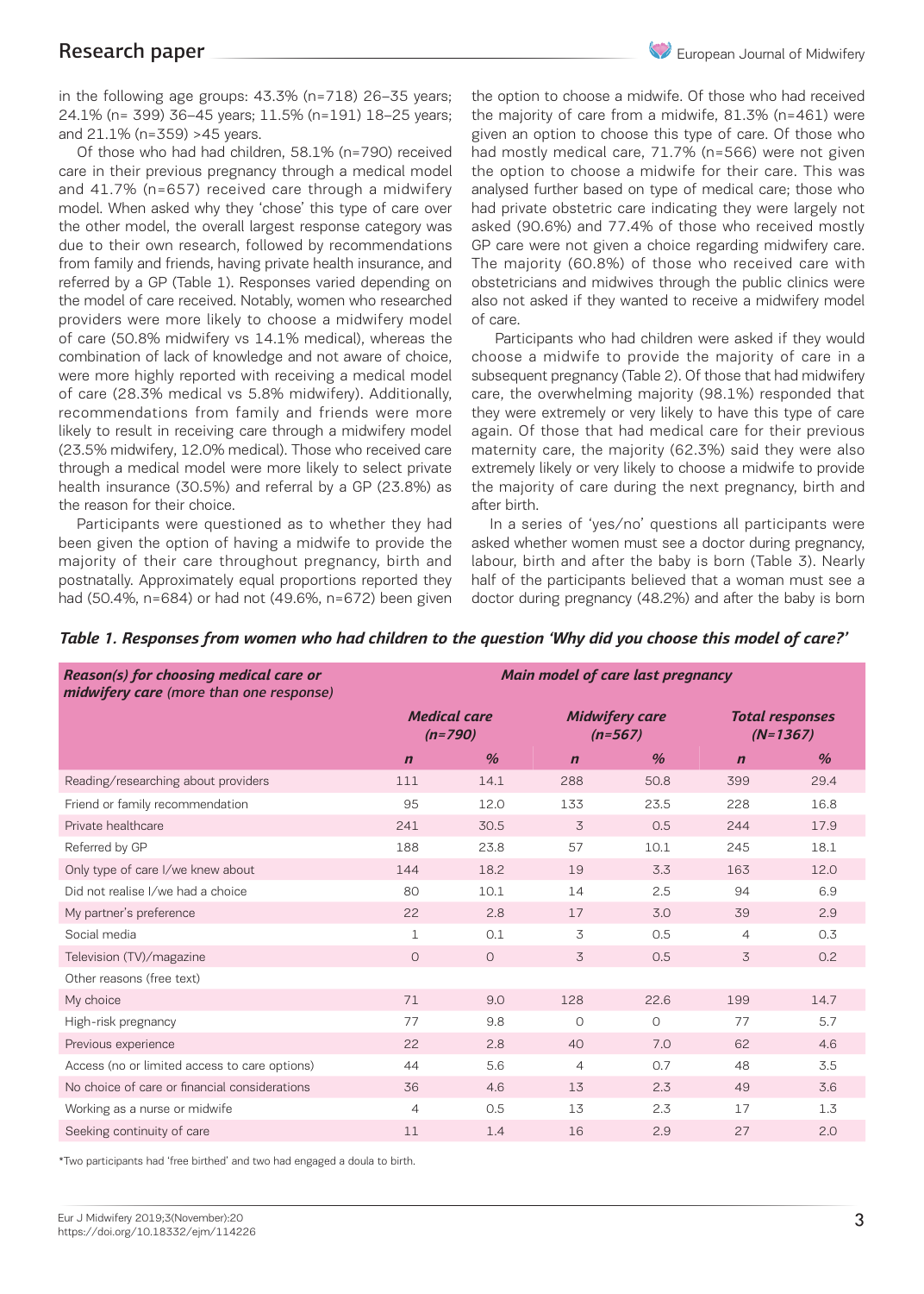in the following age groups: 43.3% (n=718) 26–35 years; 24.1% (n= 399) 36–45 years; 11.5% (n=191) 18–25 years; and 21.1% (n=359) >45 years.

Of those who had had children, 58.1% (n=790) received care in their previous pregnancy through a medical model and 41.7% (n=657) received care through a midwifery model. When asked why they 'chose' this type of care over the other model, the overall largest response category was due to their own research, followed by recommendations from family and friends, having private health insurance, and referred by a GP (Table 1). Responses varied depending on the model of care received. Notably, women who researched providers were more likely to choose a midwifery model of care (50.8% midwifery vs 14.1% medical), whereas the combination of lack of knowledge and not aware of choice, were more highly reported with receiving a medical model of care (28.3% medical vs 5.8% midwifery). Additionally, recommendations from family and friends were more likely to result in receiving care through a midwifery model (23.5% midwifery, 12.0% medical). Those who received care through a medical model were more likely to select private health insurance (30.5%) and referral by a GP (23.8%) as the reason for their choice.

Participants were questioned as to whether they had been given the option of having a midwife to provide the majority of their care throughout pregnancy, birth and postnatally. Approximately equal proportions reported they had (50.4%, n=684) or had not (49.6%, n=672) been given the option to choose a midwife. Of those who had received the majority of care from a midwife, 81.3% (n=461) were given an option to choose this type of care. Of those who had mostly medical care, 71.7% (n=566) were not given the option to choose a midwife for their care. This was analysed further based on type of medical care; those who had private obstetric care indicating they were largely not asked (90.6%) and 77.4% of those who received mostly GP care were not given a choice regarding midwifery care. The majority (60.8%) of those who received care with obstetricians and midwives through the public clinics were also not asked if they wanted to receive a midwifery model of care.

Participants who had children were asked if they would choose a midwife to provide the majority of care in a subsequent pregnancy (Table 2). Of those that had midwifery care, the overwhelming majority (98.1%) responded that they were extremely or very likely to have this type of care again. Of those that had medical care for their previous maternity care, the majority (62.3%) said they were also extremely likely or very likely to choose a midwife to provide the majority of care during the next pregnancy, birth and after birth.

In a series of 'yes/no' questions all participants were asked whether women must see a doctor during pregnancy, labour, birth and after the baby is born (Table 3). Nearly half of the participants believed that a woman must see a doctor during pregnancy (48.2%) and after the baby is born

***Table 1. Responses from women who had children to the question 'Why did you choose this model of care?'***

| *Reason(s) for choosing medical care or midwifery care (more than one response)* | *Main model of care last pregnancy* | | | | | |
|---|---|---|---|---|---|---|
| | *Medical care (n=790)* | | *Midwifery care (n=567)* | | *Total responses (N=1367)* | |
| | *n* | *%* | *n* | *%* | *n* | *%* |
| Reading/researching about providers | 111 | 14.1 | 288 | 50.8 | 399 | 29.4 |
| Friend or family recommendation | 95 | 12.0 | 133 | 23.5 | 228 | 16.8 |
| Private healthcare | 241 | 30.5 | 3 | 0.5 | 244 | 17.9 |
| Referred by GP | 188 | 23.8 | 57 | 10.1 | 245 | 18.1 |
| Only type of care I/we knew about | 144 | 18.2 | 19 | 3.3 | 163 | 12.0 |
| Did not realise I/we had a choice | 80 | 10.1 | 14 | 2.5 | 94 | 6.9 |
| My partner's preference | 22 | 2.8 | 17 | 3.0 | 39 | 2.9 |
| Social media | 1 | 0.1 | 3 | 0.5 | 4 | 0.3 |
| Television (TV)/magazine | 0 | 0 | 3 | 0.5 | 3 | 0.2 |
| Other reasons (free text) | | | | | | |
| My choice | 71 | 9.0 | 128 | 22.6 | 199 | 14.7 |
| High-risk pregnancy | 77 | 9.8 | 0 | 0 | 77 | 5.7 |
| Previous experience | 22 | 2.8 | 40 | 7.0 | 62 | 4.6 |
| Access (no or limited access to care options) | 44 | 5.6 | 4 | 0.7 | 48 | 3.5 |
| No choice of care or financial considerations | 36 | 4.6 | 13 | 2.3 | 49 | 3.6 |
| Working as a nurse or midwife | 4 | 0.5 | 13 | 2.3 | 17 | 1.3 |
| Seeking continuity of care | 11 | 1.4 | 16 | 2.9 | 27 | 2.0 |

*Two participants had 'free birthed' and two had engaged a doula to birth.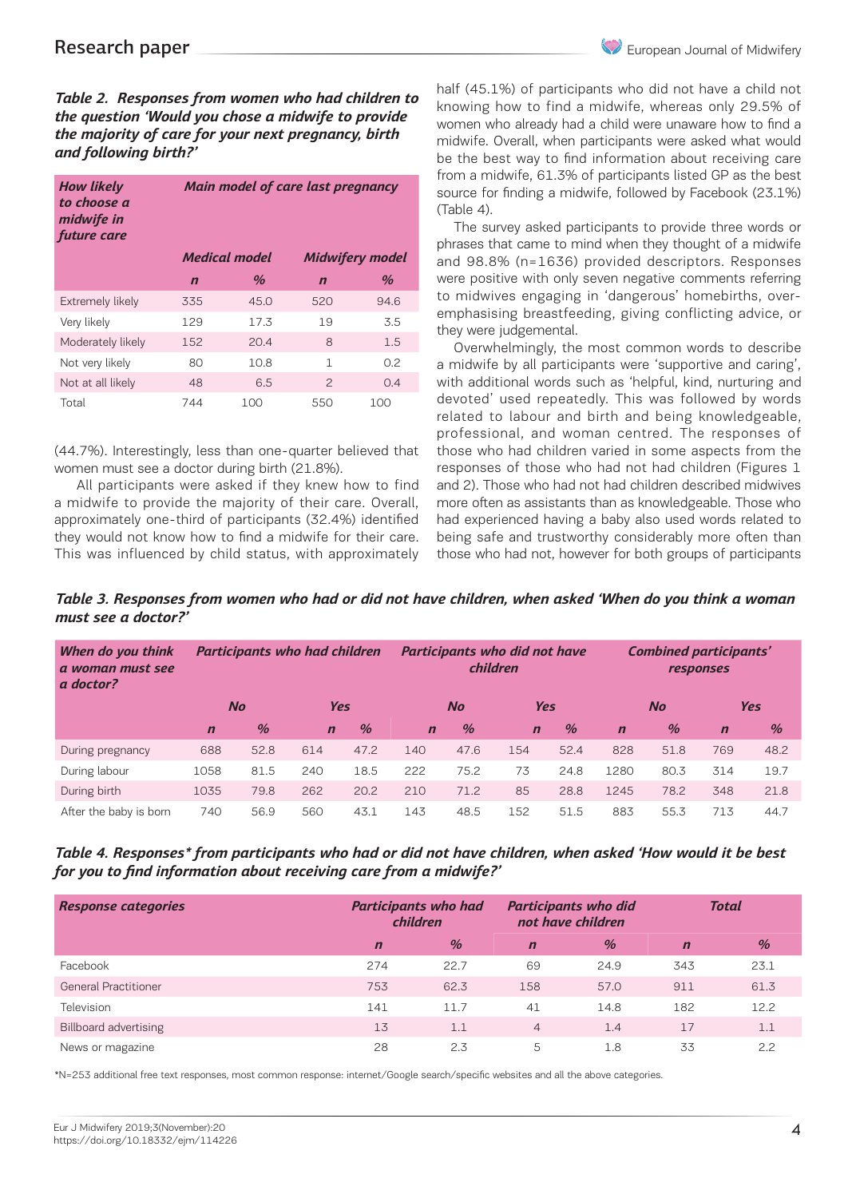*Table 2. Responses from women who had children to the question 'Would you chose a midwife to provide the majority of care for your next pregnancy, birth and following birth?'*

| How likely to choose a midwife in future care | Main model of care last pregnancy | | | |
|---|---|---|---|---|
| | Medical model | | Midwifery model | |
| | n | % | n | % |
| Extremely likely | 335 | 45.0 | 520 | 94.6 |
| Very likely | 129 | 17.3 | 19 | 3.5 |
| Moderately likely | 152 | 20.4 | 8 | 1.5 |
| Not very likely | 80 | 10.8 | 1 | 0.2 |
| Not at all likely | 48 | 6.5 | 2 | 0.4 |
| Total | 744 | 100 | 550 | 100 |

(44.7%). Interestingly, less than one-quarter believed that women must see a doctor during birth (21.8%).

All participants were asked if they knew how to find a midwife to provide the majority of their care. Overall, approximately one-third of participants (32.4%) identified they would not know how to find a midwife for their care. This was influenced by child status, with approximately half (45.1%) of participants who did not have a child not knowing how to find a midwife, whereas only 29.5% of women who already had a child were unaware how to find a midwife. Overall, when participants were asked what would be the best way to find information about receiving care from a midwife, 61.3% of participants listed GP as the best source for finding a midwife, followed by Facebook (23.1%) (Table 4).

The survey asked participants to provide three words or phrases that came to mind when they thought of a midwife and 98.8% (n=1636) provided descriptors. Responses were positive with only seven negative comments referring to midwives engaging in 'dangerous' homebirths, over-emphasising breastfeeding, giving conflicting advice, or they were judgemental.

Overwhelmingly, the most common words to describe a midwife by all participants were 'supportive and caring', with additional words such as 'helpful, kind, nurturing and devoted' used repeatedly. This was followed by words related to labour and birth and being knowledgeable, professional, and woman centred. The responses of those who had children varied in some aspects from the responses of those who had not had children (Figures 1 and 2). Those who had not had children described midwives more often as assistants than as knowledgeable. Those who had experienced having a baby also used words related to being safe and trustworthy considerably more often than those who had not, however for both groups of participants

*Table 3. Responses from women who had or did not have children, when asked 'When do you think a woman must see a doctor?'*

| When do you think a woman must see a doctor? | Participants who had children | | | | Participants who did not have children | | | | Combined participants' responses | | | |
|---|---|---|---|---|---|---|---|---|---|---|---|---|
| | No | | Yes | | No | | Yes | | No | | Yes | |
| | n | % | n | % | n | % | n | % | n | % | n | % |
| During pregnancy | 688 | 52.8 | 614 | 47.2 | 140 | 47.6 | 154 | 52.4 | 828 | 51.8 | 769 | 48.2 |
| During labour | 1058 | 81.5 | 240 | 18.5 | 222 | 75.2 | 73 | 24.8 | 1280 | 80.3 | 314 | 19.7 |
| During birth | 1035 | 79.8 | 262 | 20.2 | 210 | 71.2 | 85 | 28.8 | 1245 | 78.2 | 348 | 21.8 |
| After the baby is born | 740 | 56.9 | 560 | 43.1 | 143 | 48.5 | 152 | 51.5 | 883 | 55.3 | 713 | 44.7 |

*Table 4. Responses\* from participants who had or did not have children, when asked 'How would it be best for you to find information about receiving care from a midwife?'*

| Response categories | Participants who had children | | Participants who did not have children | | Total | |
|---|---|---|---|---|---|---|
| | n | % | n | % | n | % |
| Facebook | 274 | 22.7 | 69 | 24.9 | 343 | 23.1 |
| General Practitioner | 753 | 62.3 | 158 | 57.0 | 911 | 61.3 |
| Television | 141 | 11.7 | 41 | 14.8 | 182 | 12.2 |
| Billboard advertising | 13 | 1.1 | 4 | 1.4 | 17 | 1.1 |
| News or magazine | 28 | 2.3 | 5 | 1.8 | 33 | 2.2 |

*N=253 additional free text responses, most common response: internet/Google search/specific websites and all the above categories.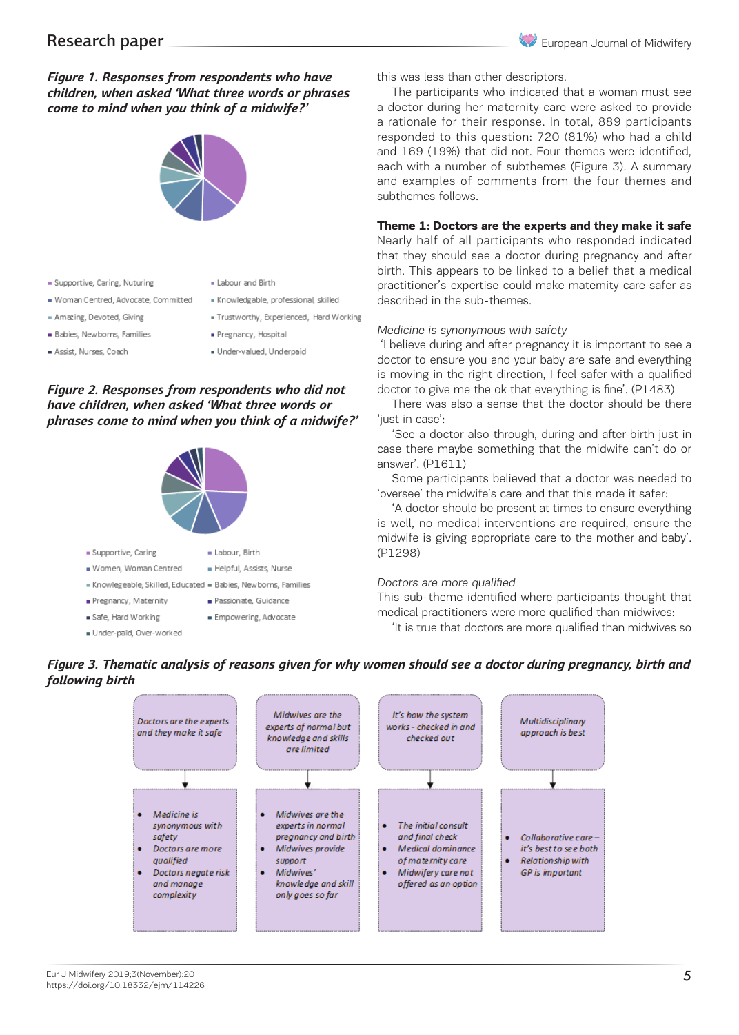***Figure 1. Responses from respondents who have children, when asked 'What three words or phrases come to mind when you think of a midwife?'***

- Supportive, Caring, Nuturing
- Labour and Birth
- Woman Centred, Advocate, Committed
- Knowledgable, professional, skilled
- Amazing, Devoted, Giving
- Trustworthy, Experienced, Hard Working
- Babies, Newborns, Families
- Pregnancy, Hospital
- Assist, Nurses, Coach
- Under-valued, Underpaid

***Figure 2. Responses from respondents who did not have children, when asked 'What three words or phrases come to mind when you think of a midwife?'***

- Supportive, Caring
- Labour, Birth
- Women, Woman Centred
- Helpful, Assists, Nurse
- Knowlegeable, Skilled, Educated
- Babies, Newborns, Families
- Pregnancy, Maternity
- Passionate, Guidance
- Safe, Hard Working
- Empowering, Advocate
- Under-paid, Over-worked

this was less than other descriptors.

The participants who indicated that a woman must see a doctor during her maternity care were asked to provide a rationale for their response. In total, 889 participants responded to this question: 720 (81%) who had a child and 169 (19%) that did not. Four themes were identified, each with a number of subthemes (Figure 3). A summary and examples of comments from the four themes and subthemes follows.

**Theme 1: Doctors are the experts and they make it safe**

Nearly half of all participants who responded indicated that they should see a doctor during pregnancy and after birth. This appears to be linked to a belief that a medical practitioner's expertise could make maternity care safer as described in the sub-themes.

*Medicine is synonymous with safety*

'I believe during and after pregnancy it is important to see a doctor to ensure you and your baby are safe and everything is moving in the right direction, I feel safer with a qualified doctor to give me the ok that everything is fine'. (P1483)

There was also a sense that the doctor should be there 'just in case':

'See a doctor also through, during and after birth just in case there maybe something that the midwife can't do or answer'. (P1611)

Some participants believed that a doctor was needed to 'oversee' the midwife's care and that this made it safer:

'A doctor should be present at times to ensure everything is well, no medical interventions are required, ensure the midwife is giving appropriate care to the mother and baby'. (P1298)

*Doctors are more qualified*

This sub-theme identified where participants thought that medical practitioners were more qualified than midwives:

'It is true that doctors are more qualified than midwives so

***Figure 3. Thematic analysis of reasons given for why women should see a doctor during pregnancy, birth and following birth***

| Doctors are the experts and they make it safe | Midwives are the experts of normal but knowledge and skills are limited | It's how the system works - checked in and checked out | Multidisciplinary approach is best |
|---|---|---|---|
| • Medicine is synonymous with safety<br>• Doctors are more qualified<br>• Doctors negate risk and manage complexity | • Midwives are the experts in normal pregnancy and birth<br>• Midwives provide support<br>• Midwives' knowledge and skill only goes so far | • The initial consult and final check<br>• Medical dominance of maternity care<br>• Midwifery care not offered as an option | • Collaborative care – it's best to see both<br>• Relationship with GP is important |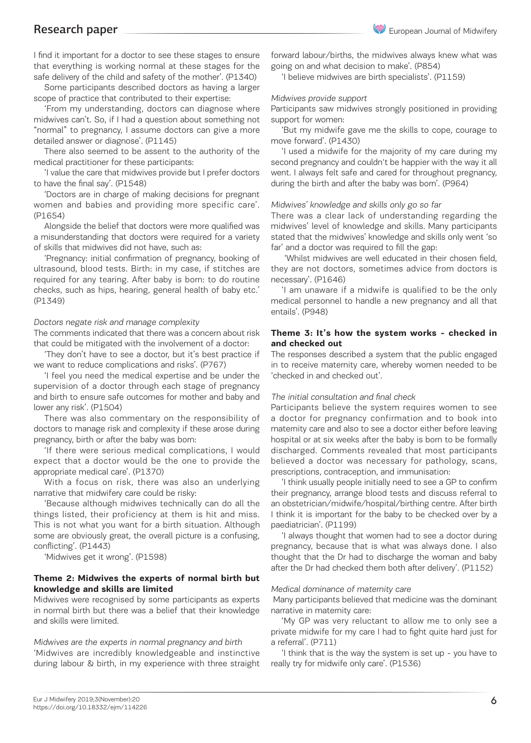I find it important for a doctor to see these stages to ensure that everything is working normal at these stages for the safe delivery of the child and safety of the mother'. (P1340)

Some participants described doctors as having a larger scope of practice that contributed to their expertise:

'From my understanding, doctors can diagnose where midwives can't. So, if I had a question about something not "normal" to pregnancy, I assume doctors can give a more detailed answer or diagnose'. (P1145)

There also seemed to be assent to the authority of the medical practitioner for these participants:

'I value the care that midwives provide but I prefer doctors to have the final say'. (P1548)

'Doctors are in charge of making decisions for pregnant women and babies and providing more specific care'. (P1654)

Alongside the belief that doctors were more qualified was a misunderstanding that doctors were required for a variety of skills that midwives did not have, such as:

'Pregnancy: initial confirmation of pregnancy, booking of ultrasound, blood tests. Birth: in my case, if stitches are required for any tearing. After baby is born: to do routine checks, such as hips, hearing, general health of baby etc.' (P1349)

*Doctors negate risk and manage complexity*

The comments indicated that there was a concern about risk that could be mitigated with the involvement of a doctor:

'They don't have to see a doctor, but it's best practice if we want to reduce complications and risks'. (P767)

'I feel you need the medical expertise and be under the supervision of a doctor through each stage of pregnancy and birth to ensure safe outcomes for mother and baby and lower any risk'. (P1504)

There was also commentary on the responsibility of doctors to manage risk and complexity if these arose during pregnancy, birth or after the baby was born:

'If there were serious medical complications, I would expect that a doctor would be the one to provide the appropriate medical care'. (P1370)

With a focus on risk, there was also an underlying narrative that midwifery care could be risky:

'Because although midwives technically can do all the things listed, their proficiency at them is hit and miss. This is not what you want for a birth situation. Although some are obviously great, the overall picture is a confusing, conflicting'. (P1443)

'Midwives get it wrong'. (P1598)

### Theme 2: Midwives the experts of normal birth but knowledge and skills are limited

Midwives were recognised by some participants as experts in normal birth but there was a belief that their knowledge and skills were limited.

*Midwives are the experts in normal pregnancy and birth*

'Midwives are incredibly knowledgeable and instinctive during labour & birth, in my experience with three straight forward labour/births, the midwives always knew what was going on and what decision to make'. (P854)

'I believe midwives are birth specialists'. (P1159)

*Midwives provide support*

Participants saw midwives strongly positioned in providing support for women:

'But my midwife gave me the skills to cope, courage to move forward'. (P1430)

'I used a midwife for the majority of my care during my second pregnancy and couldn't be happier with the way it all went. I always felt safe and cared for throughout pregnancy, during the birth and after the baby was born'. (P964)

*Midwives' knowledge and skills only go so far*

There was a clear lack of understanding regarding the midwives' level of knowledge and skills. Many participants stated that the midwives' knowledge and skills only went 'so far' and a doctor was required to fill the gap:

'Whilst midwives are well educated in their chosen field, they are not doctors, sometimes advice from doctors is necessary'. (P1646)

'I am unaware if a midwife is qualified to be the only medical personnel to handle a new pregnancy and all that entails'. (P948)

### Theme 3: It's how the system works - checked in and checked out

The responses described a system that the public engaged in to receive maternity care, whereby women needed to be 'checked in and checked out'.

*The initial consultation and final check*

Participants believe the system requires women to see a doctor for pregnancy confirmation and to book into maternity care and also to see a doctor either before leaving hospital or at six weeks after the baby is born to be formally discharged. Comments revealed that most participants believed a doctor was necessary for pathology, scans, prescriptions, contraception, and immunisation:

'I think usually people initially need to see a GP to confirm their pregnancy, arrange blood tests and discuss referral to an obstetrician/midwife/hospital/birthing centre. After birth I think it is important for the baby to be checked over by a paediatrician'. (P1199)

'I always thought that women had to see a doctor during pregnancy, because that is what was always done. I also thought that the Dr had to discharge the woman and baby after the Dr had checked them both after delivery'. (P1152)

*Medical dominance of maternity care*

Many participants believed that medicine was the dominant narrative in maternity care:

'My GP was very reluctant to allow me to only see a private midwife for my care I had to fight quite hard just for a referral'. (P711)

'I think that is the way the system is set up - you have to really try for midwife only care'. (P1536)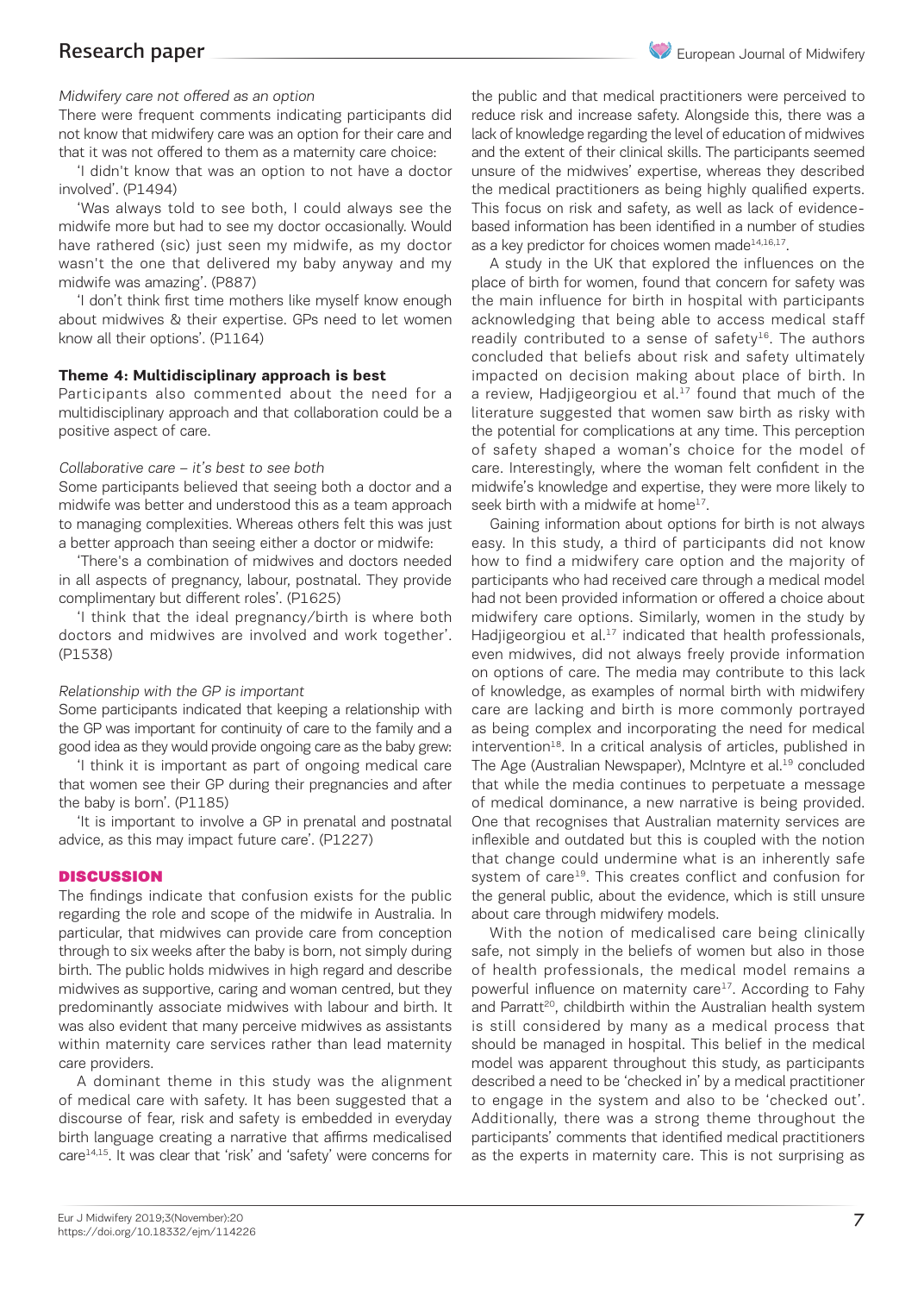*Midwifery care not offered as an option*

There were frequent comments indicating participants did not know that midwifery care was an option for their care and that it was not offered to them as a maternity care choice:

'I didn't know that was an option to not have a doctor involved'. (P1494)

'Was always told to see both, I could always see the midwife more but had to see my doctor occasionally. Would have rathered (sic) just seen my midwife, as my doctor wasn't the one that delivered my baby anyway and my midwife was amazing'. (P887)

'I don't think first time mothers like myself know enough about midwives & their expertise. GPs need to let women know all their options'. (P1164)

**Theme 4: Multidisciplinary approach is best**

Participants also commented about the need for a multidisciplinary approach and that collaboration could be a positive aspect of care.

*Collaborative care – it's best to see both*

Some participants believed that seeing both a doctor and a midwife was better and understood this as a team approach to managing complexities. Whereas others felt this was just a better approach than seeing either a doctor or midwife:

'There's a combination of midwives and doctors needed in all aspects of pregnancy, labour, postnatal. They provide complimentary but different roles'. (P1625)

'I think that the ideal pregnancy/birth is where both doctors and midwives are involved and work together'. (P1538)

*Relationship with the GP is important*

Some participants indicated that keeping a relationship with the GP was important for continuity of care to the family and a good idea as they would provide ongoing care as the baby grew:

'I think it is important as part of ongoing medical care that women see their GP during their pregnancies and after the baby is born'. (P1185)

'It is important to involve a GP in prenatal and postnatal advice, as this may impact future care'. (P1227)

## DISCUSSION

The findings indicate that confusion exists for the public regarding the role and scope of the midwife in Australia. In particular, that midwives can provide care from conception through to six weeks after the baby is born, not simply during birth. The public holds midwives in high regard and describe midwives as supportive, caring and woman centred, but they predominantly associate midwives with labour and birth. It was also evident that many perceive midwives as assistants within maternity care services rather than lead maternity care providers.

A dominant theme in this study was the alignment of medical care with safety. It has been suggested that a discourse of fear, risk and safety is embedded in everyday birth language creating a narrative that affirms medicalised care[14,15]. It was clear that 'risk' and 'safety' were concerns for the public and that medical practitioners were perceived to reduce risk and increase safety. Alongside this, there was a lack of knowledge regarding the level of education of midwives and the extent of their clinical skills. The participants seemed unsure of the midwives' expertise, whereas they described the medical practitioners as being highly qualified experts. This focus on risk and safety, as well as lack of evidence-based information has been identified in a number of studies as a key predictor for choices women made[14,16,17].

A study in the UK that explored the influences on the place of birth for women, found that concern for safety was the main influence for birth in hospital with participants acknowledging that being able to access medical staff readily contributed to a sense of safety[16]. The authors concluded that beliefs about risk and safety ultimately impacted on decision making about place of birth. In a review, Hadjigeorgiou et al.[17] found that much of the literature suggested that women saw birth as risky with the potential for complications at any time. This perception of safety shaped a woman's choice for the model of care. Interestingly, where the woman felt confident in the midwife's knowledge and expertise, they were more likely to seek birth with a midwife at home[17].

Gaining information about options for birth is not always easy. In this study, a third of participants did not know how to find a midwifery care option and the majority of participants who had received care through a medical model had not been provided information or offered a choice about midwifery care options. Similarly, women in the study by Hadjigeorgiou et al.[17] indicated that health professionals, even midwives, did not always freely provide information on options of care. The media may contribute to this lack of knowledge, as examples of normal birth with midwifery care are lacking and birth is more commonly portrayed as being complex and incorporating the need for medical intervention[18]. In a critical analysis of articles, published in The Age (Australian Newspaper), McIntyre et al.[19] concluded that while the media continues to perpetuate a message of medical dominance, a new narrative is being provided. One that recognises that Australian maternity services are inflexible and outdated but this is coupled with the notion that change could undermine what is an inherently safe system of care[19]. This creates conflict and confusion for the general public, about the evidence, which is still unsure about care through midwifery models.

With the notion of medicalised care being clinically safe, not simply in the beliefs of women but also in those of health professionals, the medical model remains a powerful influence on maternity care[17]. According to Fahy and Parratt[20], childbirth within the Australian health system is still considered by many as a medical process that should be managed in hospital. This belief in the medical model was apparent throughout this study, as participants described a need to be 'checked in' by a medical practitioner to engage in the system and also to be 'checked out'. Additionally, there was a strong theme throughout the participants' comments that identified medical practitioners as the experts in maternity care. This is not surprising as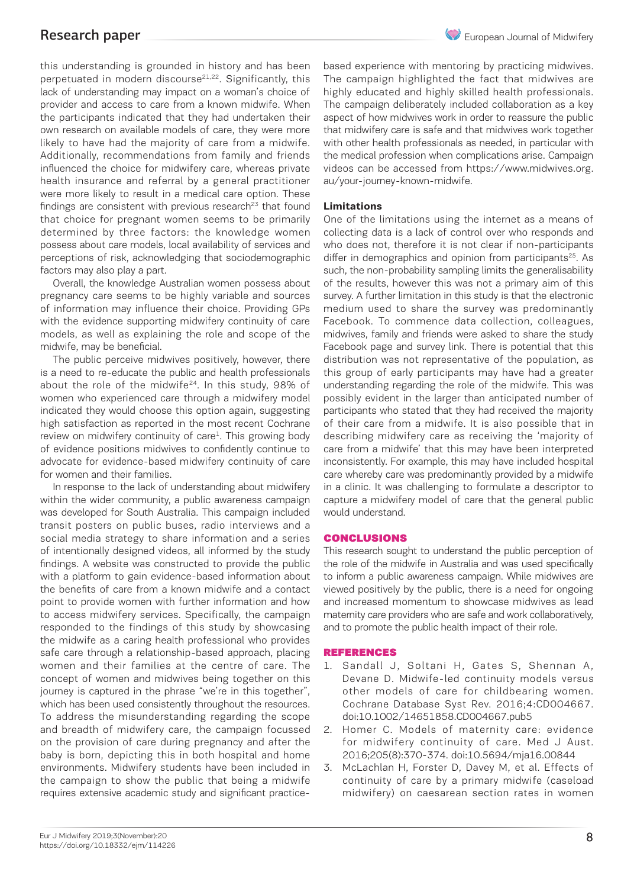this understanding is grounded in history and has been perpetuated in modern discourse[21,22]. Significantly, this lack of understanding may impact on a woman's choice of provider and access to care from a known midwife. When the participants indicated that they had undertaken their own research on available models of care, they were more likely to have had the majority of care from a midwife. Additionally, recommendations from family and friends influenced the choice for midwifery care, whereas private health insurance and referral by a general practitioner were more likely to result in a medical care option. These findings are consistent with previous research[23] that found that choice for pregnant women seems to be primarily determined by three factors: the knowledge women possess about care models, local availability of services and perceptions of risk, acknowledging that sociodemographic factors may also play a part.

Overall, the knowledge Australian women possess about pregnancy care seems to be highly variable and sources of information may influence their choice. Providing GPs with the evidence supporting midwifery continuity of care models, as well as explaining the role and scope of the midwife, may be beneficial.

The public perceive midwives positively, however, there is a need to re-educate the public and health professionals about the role of the midwife[24]. In this study, 98% of women who experienced care through a midwifery model indicated they would choose this option again, suggesting high satisfaction as reported in the most recent Cochrane review on midwifery continuity of care[1]. This growing body of evidence positions midwives to confidently continue to advocate for evidence-based midwifery continuity of care for women and their families.

In response to the lack of understanding about midwifery within the wider community, a public awareness campaign was developed for South Australia. This campaign included transit posters on public buses, radio interviews and a social media strategy to share information and a series of intentionally designed videos, all informed by the study findings. A website was constructed to provide the public with a platform to gain evidence-based information about the benefits of care from a known midwife and a contact point to provide women with further information and how to access midwifery services. Specifically, the campaign responded to the findings of this study by showcasing the midwife as a caring health professional who provides safe care through a relationship-based approach, placing women and their families at the centre of care. The concept of women and midwives being together on this journey is captured in the phrase "we're in this together", which has been used consistently throughout the resources. To address the misunderstanding regarding the scope and breadth of midwifery care, the campaign focussed on the provision of care during pregnancy and after the baby is born, depicting this in both hospital and home environments. Midwifery students have been included in the campaign to show the public that being a midwife requires extensive academic study and significant practice-based experience with mentoring by practicing midwives. The campaign highlighted the fact that midwives are highly educated and highly skilled health professionals. The campaign deliberately included collaboration as a key aspect of how midwives work in order to reassure the public that midwifery care is safe and that midwives work together with other health professionals as needed, in particular with the medical profession when complications arise. Campaign videos can be accessed from https://www.midwives.org.au/your-journey-known-midwife.

**Limitations**

One of the limitations using the internet as a means of collecting data is a lack of control over who responds and who does not, therefore it is not clear if non-participants differ in demographics and opinion from participants[25]. As such, the non-probability sampling limits the generalisability of the results, however this was not a primary aim of this survey. A further limitation in this study is that the electronic medium used to share the survey was predominantly Facebook. To commence data collection, colleagues, midwives, family and friends were asked to share the study Facebook page and survey link. There is potential that this distribution was not representative of the population, as this group of early participants may have had a greater understanding regarding the role of the midwife. This was possibly evident in the larger than anticipated number of participants who stated that they had received the majority of their care from a midwife. It is also possible that in describing midwifery care as receiving the 'majority of care from a midwife' that this may have been interpreted inconsistently. For example, this may have included hospital care whereby care was predominantly provided by a midwife in a clinic. It was challenging to formulate a descriptor to capture a midwifery model of care that the general public would understand.

## CONCLUSIONS

This research sought to understand the public perception of the role of the midwife in Australia and was used specifically to inform a public awareness campaign. While midwives are viewed positively by the public, there is a need for ongoing and increased momentum to showcase midwives as lead maternity care providers who are safe and work collaboratively, and to promote the public health impact of their role.

## REFERENCES

1. Sandall J, Soltani H, Gates S, Shennan A, Devane D. Midwife-led continuity models versus other models of care for childbearing women. Cochrane Database Syst Rev. 2016;4:CD004667. doi:10.1002/14651858.CD004667.pub5
2. Homer C. Models of maternity care: evidence for midwifery continuity of care. Med J Aust. 2016;205(8):370-374. doi:10.5694/mja16.00844
3. McLachlan H, Forster D, Davey M, et al. Effects of continuity of care by a primary midwife (caseload midwifery) on caesarean section rates in women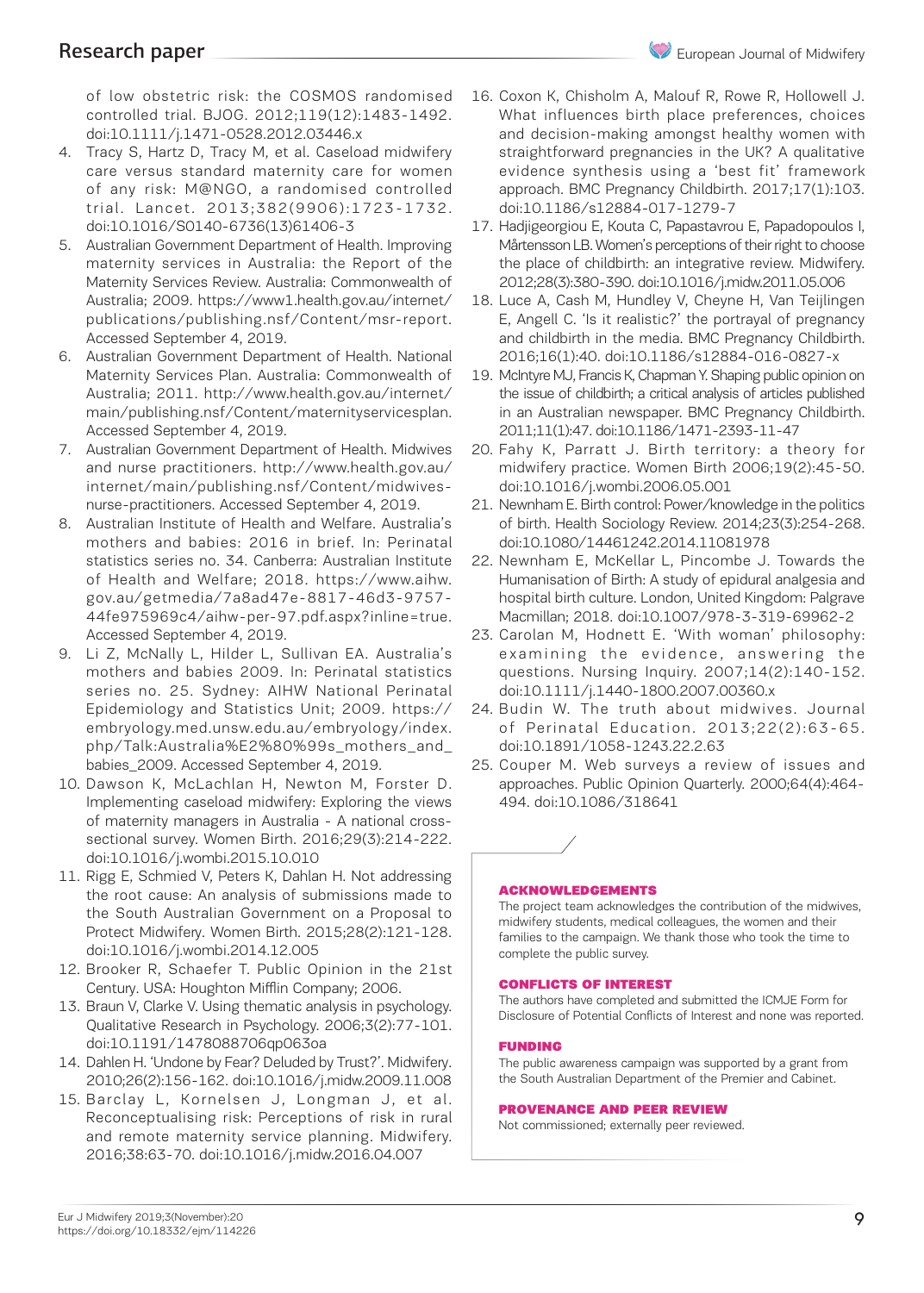of low obstetric risk: the COSMOS randomised controlled trial. BJOG. 2012;119(12):1483-1492. doi:10.1111/j.1471-0528.2012.03446.x

4. Tracy S, Hartz D, Tracy M, et al. Caseload midwifery care versus standard maternity care for women of any risk: M@NGO, a randomised controlled trial. Lancet. 2013;382(9906):1723-1732. doi:10.1016/S0140-6736(13)61406-3
5. Australian Government Department of Health. Improving maternity services in Australia: the Report of the Maternity Services Review. Australia: Commonwealth of Australia; 2009. https://www1.health.gov.au/internet/publications/publishing.nsf/Content/msr-report. Accessed September 4, 2019.
6. Australian Government Department of Health. National Maternity Services Plan. Australia: Commonwealth of Australia; 2011. http://www.health.gov.au/internet/main/publishing.nsf/Content/maternityservicesplan. Accessed September 4, 2019.
7. Australian Government Department of Health. Midwives and nurse practitioners. http://www.health.gov.au/internet/main/publishing.nsf/Content/midwives-nurse-practitioners. Accessed September 4, 2019.
8. Australian Institute of Health and Welfare. Australia's mothers and babies: 2016 in brief. In: Perinatal statistics series no. 34. Canberra: Australian Institute of Health and Welfare; 2018. https://www.aihw.gov.au/getmedia/7a8ad47e-8817-46d3-9757-44fe975969c4/aihw-per-97.pdf.aspx?inline=true. Accessed September 4, 2019.
9. Li Z, McNally L, Hilder L, Sullivan EA. Australia's mothers and babies 2009. In: Perinatal statistics series no. 25. Sydney: AIHW National Perinatal Epidemiology and Statistics Unit; 2009. https://embryology.med.unsw.edu.au/embryology/index.php/Talk:Australia%E2%80%99s_mothers_and_babies_2009. Accessed September 4, 2019.
10. Dawson K, McLachlan H, Newton M, Forster D. Implementing caseload midwifery: Exploring the views of maternity managers in Australia - A national cross-sectional survey. Women Birth. 2016;29(3):214-222. doi:10.1016/j.wombi.2015.10.010
11. Rigg E, Schmied V, Peters K, Dahlan H. Not addressing the root cause: An analysis of submissions made to the South Australian Government on a Proposal to Protect Midwifery. Women Birth. 2015;28(2):121-128. doi:10.1016/j.wombi.2014.12.005
12. Brooker R, Schaefer T. Public Opinion in the 21st Century. USA: Houghton Mifflin Company; 2006.
13. Braun V, Clarke V. Using thematic analysis in psychology. Qualitative Research in Psychology. 2006;3(2):77-101. doi:10.1191/1478088706qp063oa
14. Dahlen H. 'Undone by Fear? Deluded by Trust?'. Midwifery. 2010;26(2):156-162. doi:10.1016/j.midw.2009.11.008
15. Barclay L, Kornelsen J, Longman J, et al. Reconceptualising risk: Perceptions of risk in rural and remote maternity service planning. Midwifery. 2016;38:63-70. doi:10.1016/j.midw.2016.04.007
16. Coxon K, Chisholm A, Malouf R, Rowe R, Hollowell J. What influences birth place preferences, choices and decision-making amongst healthy women with straightforward pregnancies in the UK? A qualitative evidence synthesis using a 'best fit' framework approach. BMC Pregnancy Childbirth. 2017;17(1):103. doi:10.1186/s12884-017-1279-7
17. Hadjigeorgiou E, Kouta C, Papastavrou E, Papadopoulos I, Mårtensson LB. Women's perceptions of their right to choose the place of childbirth: an integrative review. Midwifery. 2012;28(3):380-390. doi:10.1016/j.midw.2011.05.006
18. Luce A, Cash M, Hundley V, Cheyne H, Van Teijlingen E, Angell C. 'Is it realistic?' the portrayal of pregnancy and childbirth in the media. BMC Pregnancy Childbirth. 2016;16(1):40. doi:10.1186/s12884-016-0827-x
19. McIntyre MJ, Francis K, Chapman Y. Shaping public opinion on the issue of childbirth; a critical analysis of articles published in an Australian newspaper. BMC Pregnancy Childbirth. 2011;11(1):47. doi:10.1186/1471-2393-11-47
20. Fahy K, Parratt J. Birth territory: a theory for midwifery practice. Women Birth 2006;19(2):45-50. doi:10.1016/j.wombi.2006.05.001
21. Newnham E. Birth control: Power/knowledge in the politics of birth. Health Sociology Review. 2014;23(3):254-268. doi:10.1080/14461242.2014.11081978
22. Newnham E, McKellar L, Pincombe J. Towards the Humanisation of Birth: A study of epidural analgesia and hospital birth culture. London, United Kingdom: Palgrave Macmillan; 2018. doi:10.1007/978-3-319-69962-2
23. Carolan M, Hodnett E. 'With woman' philosophy: examining the evidence, answering the questions. Nursing Inquiry. 2007;14(2):140-152. doi:10.1111/j.1440-1800.2007.00360.x
24. Budin W. The truth about midwives. Journal of Perinatal Education. 2013;22(2):63-65. doi:10.1891/1058-1243.22.2.63
25. Couper M. Web surveys a review of issues and approaches. Public Opinion Quarterly. 2000;64(4):464-494. doi:10.1086/318641

### ACKNOWLEDGEMENTS

The project team acknowledges the contribution of the midwives, midwifery students, medical colleagues, the women and their families to the campaign. We thank those who took the time to complete the public survey.

### CONFLICTS OF INTEREST

The authors have completed and submitted the ICMJE Form for Disclosure of Potential Conflicts of Interest and none was reported.

### FUNDING

The public awareness campaign was supported by a grant from the South Australian Department of the Premier and Cabinet.

### PROVENANCE AND PEER REVIEW

Not commissioned; externally peer reviewed.